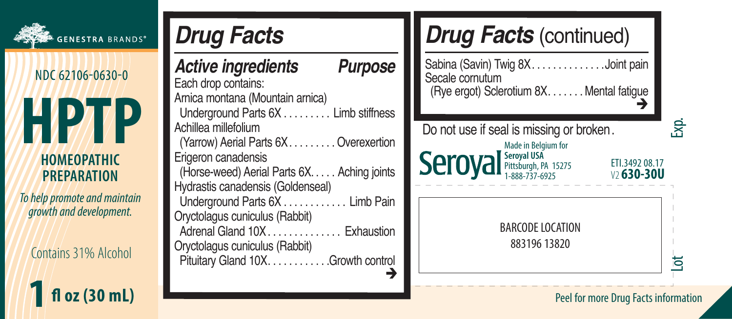GENESTRA BRANDS®

NDC 62106-0630-0

# HPTP

**HOMEOPATHIC PREPARATION**

*To help promote and maintain growth and development.*

Contains 31% Alcohol

**1 fl oz (30 mL)**

## Drug Facts

| ***Active ingredients*** | ***Purpose*** |
| --- | --- |
| Each drop contains: | |
| Arnica montana (Mountain arnica) Underground Parts 6X | Limb stiffness |
| Achillea millefolium (Yarrow) Aerial Parts 6X | Overexertion |
| Erigeron canadensis (Horse-weed) Aerial Parts 6X | Aching joints |
| Hydrastis canadensis (Goldenseal) Underground Parts 6X | Limb Pain |
| Oryctolagus cuniculus (Rabbit) Adrenal Gland 10X | Exhaustion |
| Oryctolagus cuniculus (Rabbit) Pituitary Gland 10X | Growth control |
| Sabina (Savin) Twig 8X | Joint pain |
| Secale cornutum (Rye ergot) Sclerotium 8X | Mental fatigue |

Do not use if seal is missing or broken.

Seroyal
Made in Belgium for
**Seroyal USA**
Pittsburgh, PA 15275
1-888-737-6925

ETI.3492 08.17
V2 **630-30U**

Exp.

BARCODE LOCATION
883196 13820

Lot

Peel for more Drug Facts information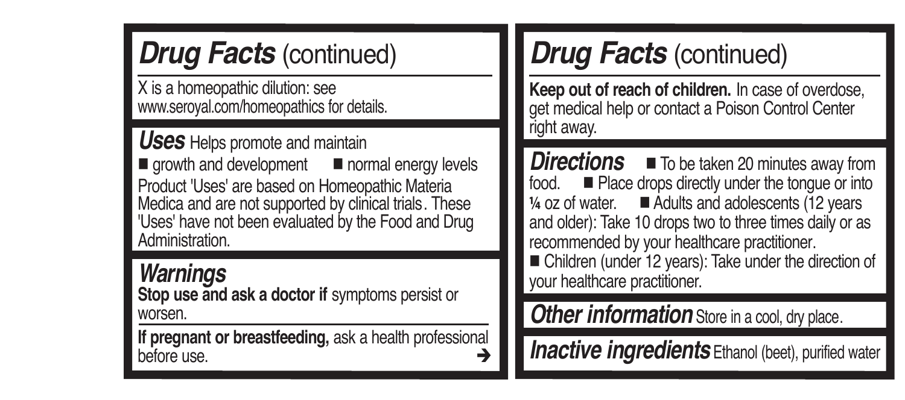## *Drug Facts* (continued)

X is a homeopathic dilution: see www.seroyal.com/homeopathics for details.

***Uses*** Helps promote and maintain

- growth and development
- normal energy levels

Product 'Uses' are based on Homeopathic Materia Medica and are not supported by clinical trials. These 'Uses' have not been evaluated by the Food and Drug Administration.

### *Warnings*

**Stop use and ask a doctor if** symptoms persist or worsen.

**If pregnant or breastfeeding,** ask a health professional before use. ➔

## *Drug Facts* (continued)

**Keep out of reach of children.** In case of overdose, get medical help or contact a Poison Control Center right away.

***Directions***

- To be taken 20 minutes away from food.
- Place drops directly under the tongue or into ¼ oz of water.
- Adults and adolescents (12 years and older): Take 10 drops two to three times daily or as recommended by your healthcare practitioner.
- Children (under 12 years): Take under the direction of your healthcare practitioner.

***Other information*** Store in a cool, dry place.

***Inactive ingredients*** Ethanol (beet), purified water